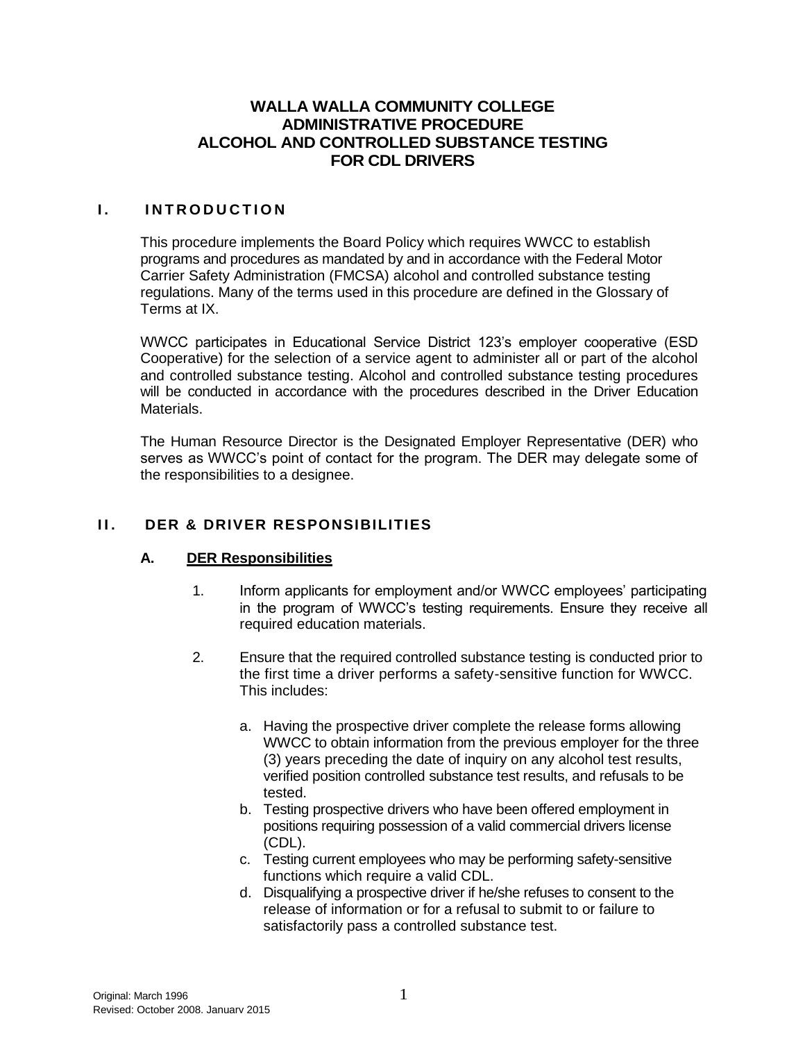# WALLA WALLA COMMUNITY COLLEGE
# ADMINISTRATIVE PROCEDURE
# ALCOHOL AND CONTROLLED SUBSTANCE TESTING FOR CDL DRIVERS

## I. INTRODUCTION

This procedure implements the Board Policy which requires WWCC to establish programs and procedures as mandated by and in accordance with the Federal Motor Carrier Safety Administration (FMCSA) alcohol and controlled substance testing regulations. Many of the terms used in this procedure are defined in the Glossary of Terms at IX.

WWCC participates in Educational Service District 123's employer cooperative (ESD Cooperative) for the selection of a service agent to administer all or part of the alcohol and controlled substance testing. Alcohol and controlled substance testing procedures will be conducted in accordance with the procedures described in the Driver Education Materials.

The Human Resource Director is the Designated Employer Representative (DER) who serves as WWCC's point of contact for the program. The DER may delegate some of the responsibilities to a designee.

## II. DER & DRIVER RESPONSIBILITIES

### A. DER Responsibilities

1. Inform applicants for employment and/or WWCC employees' participating in the program of WWCC's testing requirements. Ensure they receive all required education materials.

2. Ensure that the required controlled substance testing is conducted prior to the first time a driver performs a safety-sensitive function for WWCC. This includes:

   a. Having the prospective driver complete the release forms allowing WWCC to obtain information from the previous employer for the three (3) years preceding the date of inquiry on any alcohol test results, verified position controlled substance test results, and refusals to be tested.
   b. Testing prospective drivers who have been offered employment in positions requiring possession of a valid commercial drivers license (CDL).
   c. Testing current employees who may be performing safety-sensitive functions which require a valid CDL.
   d. Disqualifying a prospective driver if he/she refuses to consent to the release of information or for a refusal to submit to or failure to satisfactorily pass a controlled substance test.

Original: March 1996
Revised: October 2008. January 2015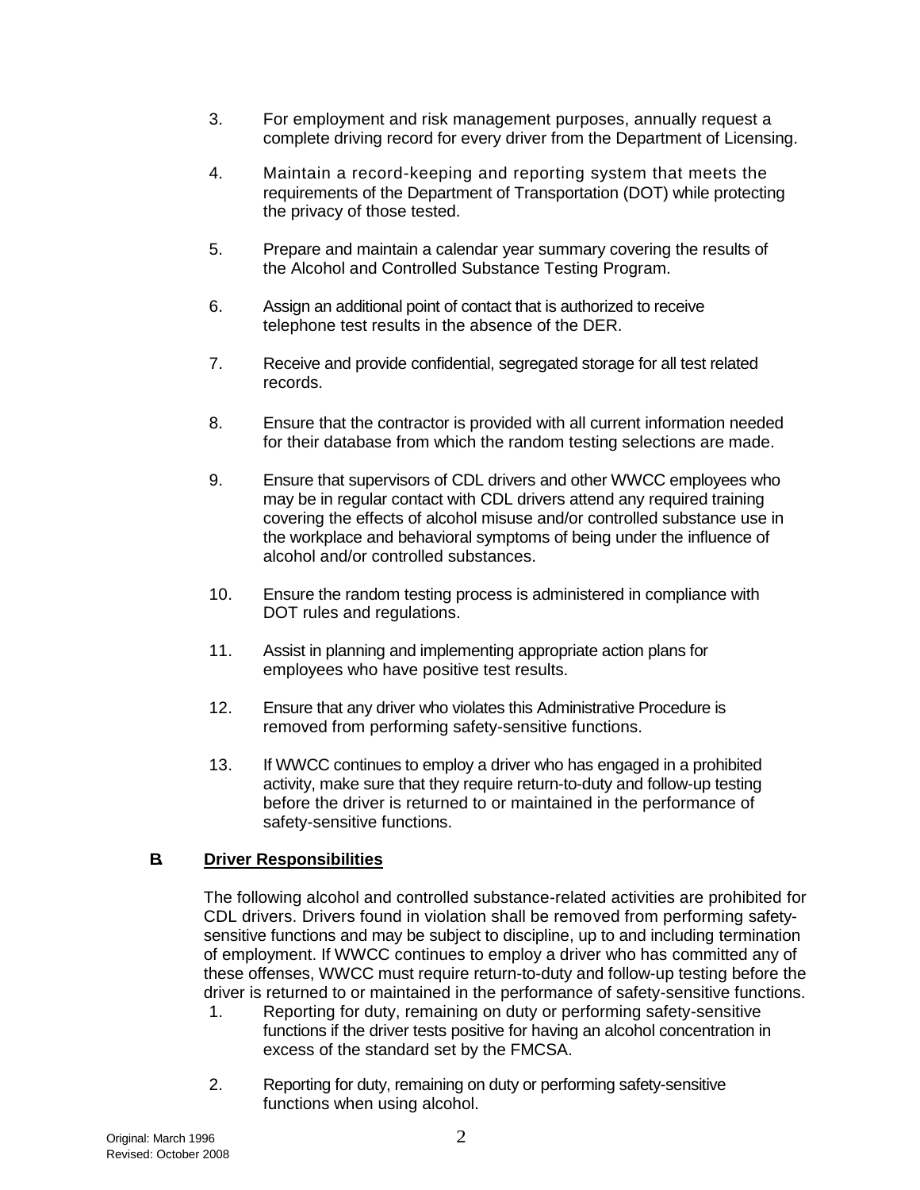3. For employment and risk management purposes, annually request a complete driving record for every driver from the Department of Licensing.

4. Maintain a record-keeping and reporting system that meets the requirements of the Department of Transportation (DOT) while protecting the privacy of those tested.

5. Prepare and maintain a calendar year summary covering the results of the Alcohol and Controlled Substance Testing Program.

6. Assign an additional point of contact that is authorized to receive telephone test results in the absence of the DER.

7. Receive and provide confidential, segregated storage for all test related records.

8. Ensure that the contractor is provided with all current information needed for their database from which the random testing selections are made.

9. Ensure that supervisors of CDL drivers and other WWCC employees who may be in regular contact with CDL drivers attend any required training covering the effects of alcohol misuse and/or controlled substance use in the workplace and behavioral symptoms of being under the influence of alcohol and/or controlled substances.

10. Ensure the random testing process is administered in compliance with DOT rules and regulations.

11. Assist in planning and implementing appropriate action plans for employees who have positive test results.

12. Ensure that any driver who violates this Administrative Procedure is removed from performing safety-sensitive functions.

13. If WWCC continues to employ a driver who has engaged in a prohibited activity, make sure that they require return-to-duty and follow-up testing before the driver is returned to or maintained in the performance of safety-sensitive functions.

**B. Driver Responsibilities**

The following alcohol and controlled substance-related activities are prohibited for CDL drivers. Drivers found in violation shall be removed from performing safety-sensitive functions and may be subject to discipline, up to and including termination of employment. If WWCC continues to employ a driver who has committed any of these offenses, WWCC must require return-to-duty and follow-up testing before the driver is returned to or maintained in the performance of safety-sensitive functions.

1. Reporting for duty, remaining on duty or performing safety-sensitive functions if the driver tests positive for having an alcohol concentration in excess of the standard set by the FMCSA.

2. Reporting for duty, remaining on duty or performing safety-sensitive functions when using alcohol.

Original: March 1996
Revised: October 2008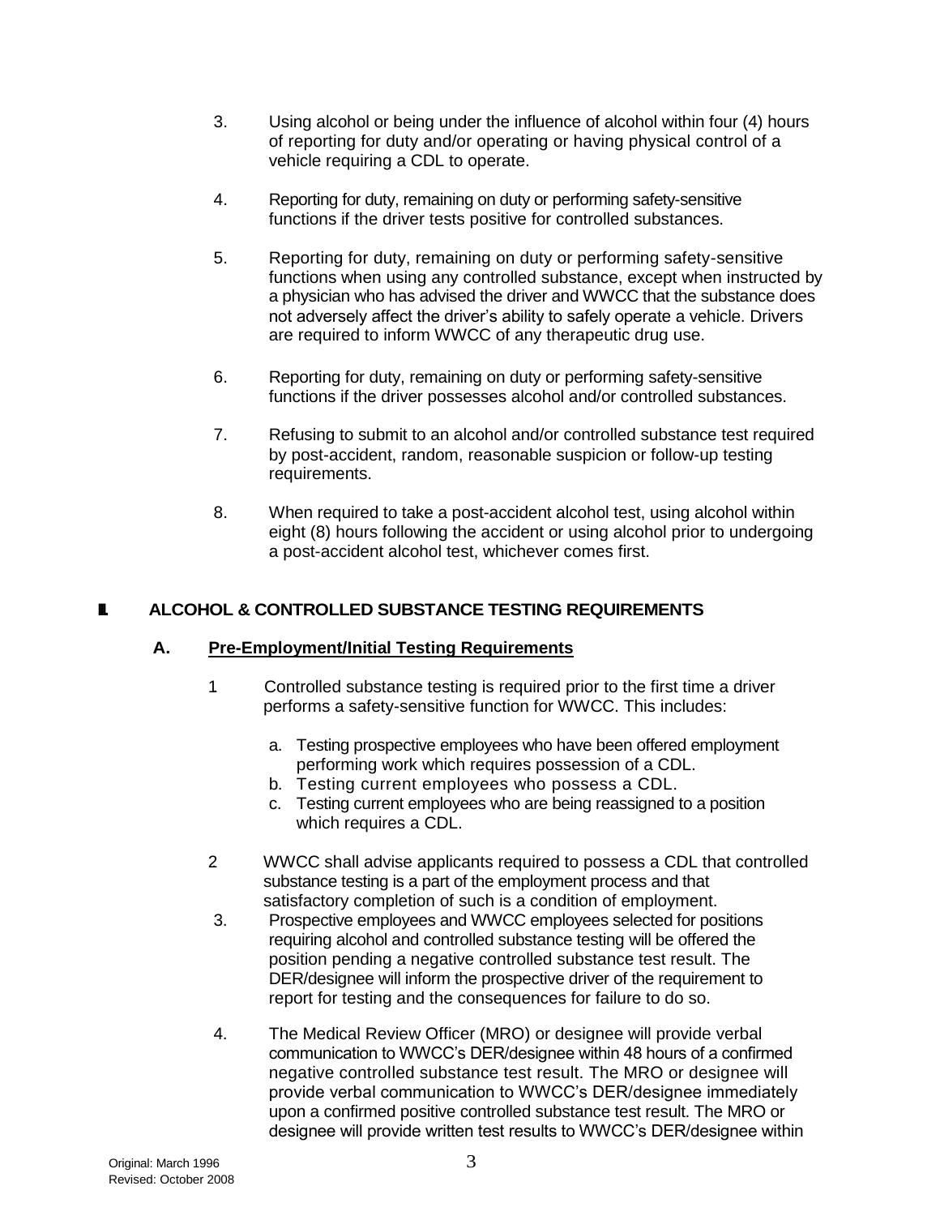3. Using alcohol or being under the influence of alcohol within four (4) hours of reporting for duty and/or operating or having physical control of a vehicle requiring a CDL to operate.

4. Reporting for duty, remaining on duty or performing safety-sensitive functions if the driver tests positive for controlled substances.

5. Reporting for duty, remaining on duty or performing safety-sensitive functions when using any controlled substance, except when instructed by a physician who has advised the driver and WWCC that the substance does not adversely affect the driver's ability to safely operate a vehicle. Drivers are required to inform WWCC of any therapeutic drug use.

6. Reporting for duty, remaining on duty or performing safety-sensitive functions if the driver possesses alcohol and/or controlled substances.

7. Refusing to submit to an alcohol and/or controlled substance test required by post-accident, random, reasonable suspicion or follow-up testing requirements.

8. When required to take a post-accident alcohol test, using alcohol within eight (8) hours following the accident or using alcohol prior to undergoing a post-accident alcohol test, whichever comes first.

## II. ALCOHOL & CONTROLLED SUBSTANCE TESTING REQUIREMENTS

### A. Pre-Employment/Initial Testing Requirements

1 Controlled substance testing is required prior to the first time a driver performs a safety-sensitive function for WWCC. This includes:

   a. Testing prospective employees who have been offered employment performing work which requires possession of a CDL.
   b. Testing current employees who possess a CDL.
   c. Testing current employees who are being reassigned to a position which requires a CDL.

2 WWCC shall advise applicants required to possess a CDL that controlled substance testing is a part of the employment process and that satisfactory completion of such is a condition of employment.

3. Prospective employees and WWCC employees selected for positions requiring alcohol and controlled substance testing will be offered the position pending a negative controlled substance test result. The DER/designee will inform the prospective driver of the requirement to report for testing and the consequences for failure to do so.

4. The Medical Review Officer (MRO) or designee will provide verbal communication to WWCC's DER/designee within 48 hours of a confirmed negative controlled substance test result. The MRO or designee will provide verbal communication to WWCC's DER/designee immediately upon a confirmed positive controlled substance test result. The MRO or designee will provide written test results to WWCC's DER/designee within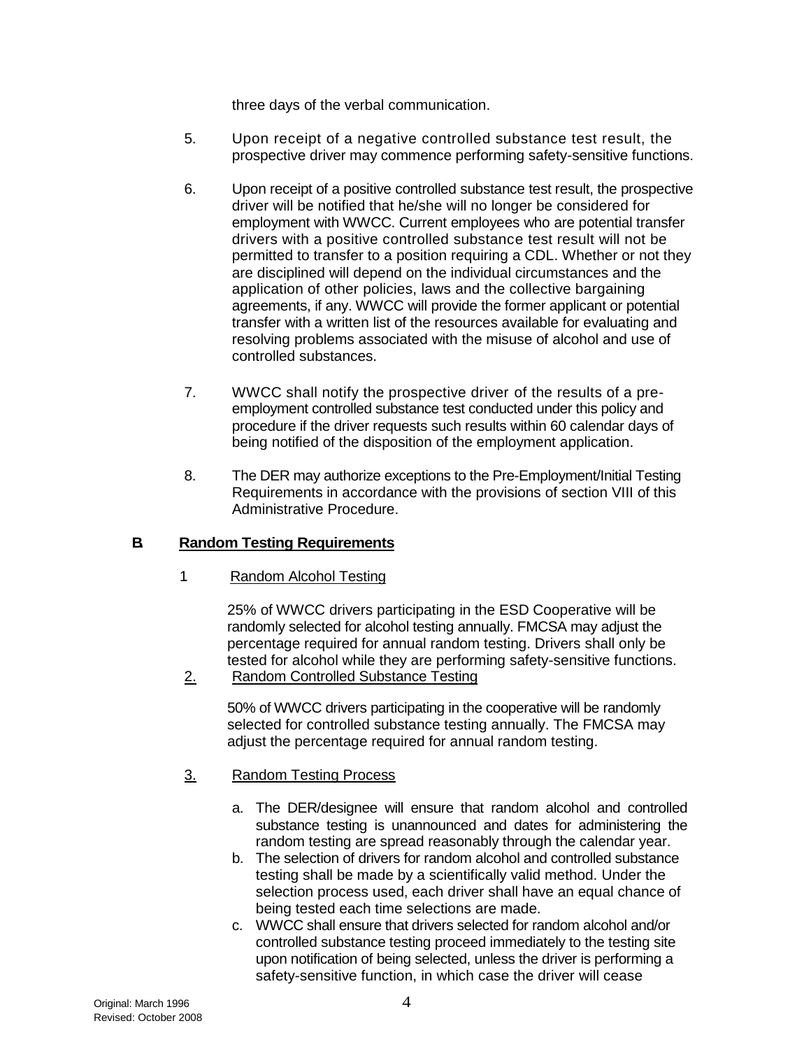three days of the verbal communication.

5. Upon receipt of a negative controlled substance test result, the prospective driver may commence performing safety-sensitive functions.

6. Upon receipt of a positive controlled substance test result, the prospective driver will be notified that he/she will no longer be considered for employment with WWCC. Current employees who are potential transfer drivers with a positive controlled substance test result will not be permitted to transfer to a position requiring a CDL. Whether or not they are disciplined will depend on the individual circumstances and the application of other policies, laws and the collective bargaining agreements, if any. WWCC will provide the former applicant or potential transfer with a written list of the resources available for evaluating and resolving problems associated with the misuse of alcohol and use of controlled substances.

7. WWCC shall notify the prospective driver of the results of a pre-employment controlled substance test conducted under this policy and procedure if the driver requests such results within 60 calendar days of being notified of the disposition of the employment application.

8. The DER may authorize exceptions to the Pre-Employment/Initial Testing Requirements in accordance with the provisions of section VIII of this Administrative Procedure.

**B. Random Testing Requirements**

1 Random Alcohol Testing

25% of WWCC drivers participating in the ESD Cooperative will be randomly selected for alcohol testing annually. FMCSA may adjust the percentage required for annual random testing. Drivers shall only be tested for alcohol while they are performing safety-sensitive functions.

2. Random Controlled Substance Testing

50% of WWCC drivers participating in the cooperative will be randomly selected for controlled substance testing annually. The FMCSA may adjust the percentage required for annual random testing.

3. Random Testing Process

a. The DER/designee will ensure that random alcohol and controlled substance testing is unannounced and dates for administering the random testing are spread reasonably through the calendar year.
b. The selection of drivers for random alcohol and controlled substance testing shall be made by a scientifically valid method. Under the selection process used, each driver shall have an equal chance of being tested each time selections are made.
c. WWCC shall ensure that drivers selected for random alcohol and/or controlled substance testing proceed immediately to the testing site upon notification of being selected, unless the driver is performing a safety-sensitive function, in which case the driver will cease

Original: March 1996
Revised: October 2008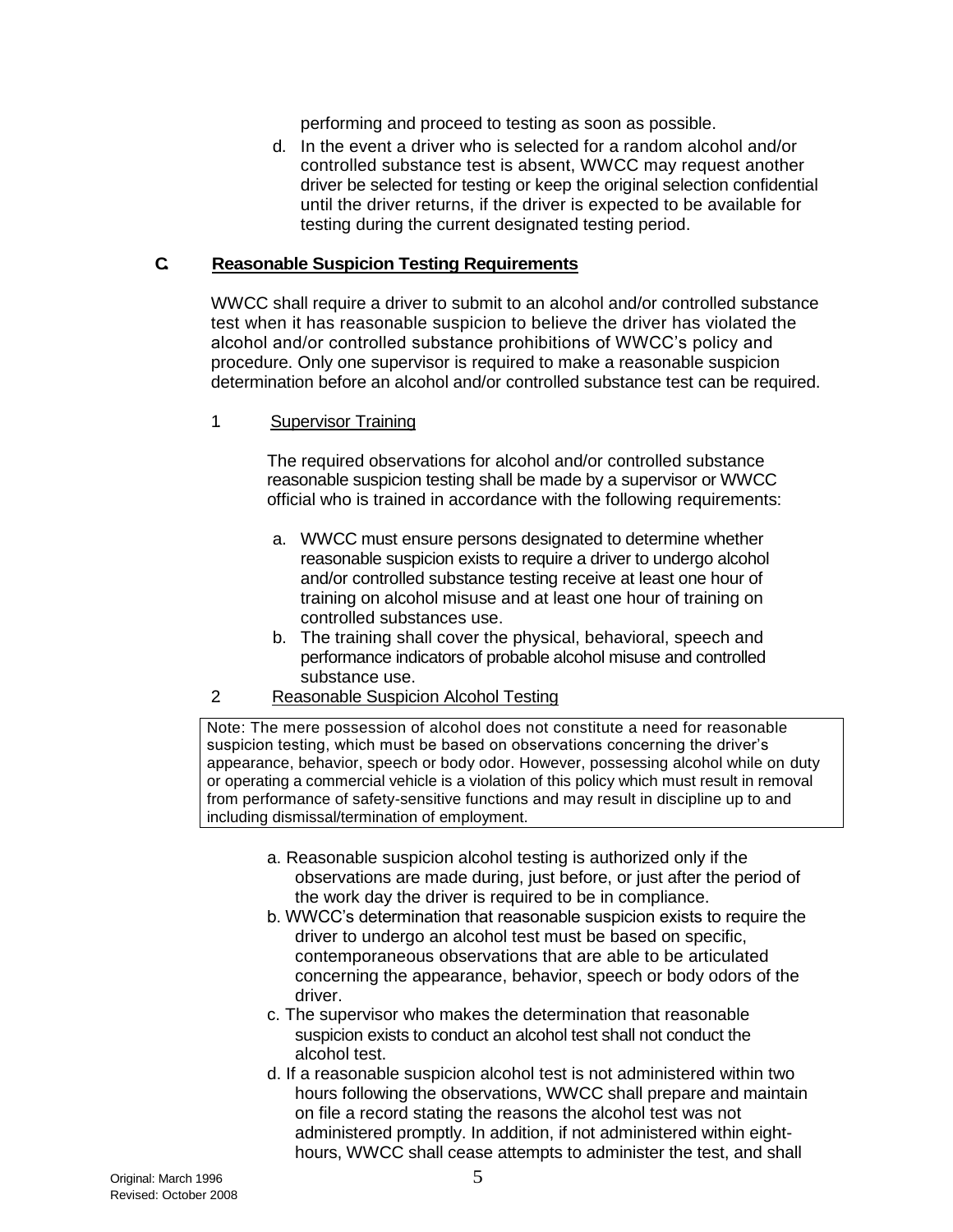performing and proceed to testing as soon as possible.

d. In the event a driver who is selected for a random alcohol and/or controlled substance test is absent, WWCC may request another driver be selected for testing or keep the original selection confidential until the driver returns, if the driver is expected to be available for testing during the current designated testing period.

## C. Reasonable Suspicion Testing Requirements

WWCC shall require a driver to submit to an alcohol and/or controlled substance test when it has reasonable suspicion to believe the driver has violated the alcohol and/or controlled substance prohibitions of WWCC's policy and procedure. Only one supervisor is required to make a reasonable suspicion determination before an alcohol and/or controlled substance test can be required.

### 1 Supervisor Training

The required observations for alcohol and/or controlled substance reasonable suspicion testing shall be made by a supervisor or WWCC official who is trained in accordance with the following requirements:

a. WWCC must ensure persons designated to determine whether reasonable suspicion exists to require a driver to undergo alcohol and/or controlled substance testing receive at least one hour of training on alcohol misuse and at least one hour of training on controlled substances use.
b. The training shall cover the physical, behavioral, speech and performance indicators of probable alcohol misuse and controlled substance use.

### 2 Reasonable Suspicion Alcohol Testing

> Note: The mere possession of alcohol does not constitute a need for reasonable suspicion testing, which must be based on observations concerning the driver's appearance, behavior, speech or body odor. However, possessing alcohol while on duty or operating a commercial vehicle is a violation of this policy which must result in removal from performance of safety-sensitive functions and may result in discipline up to and including dismissal/termination of employment.

a. Reasonable suspicion alcohol testing is authorized only if the observations are made during, just before, or just after the period of the work day the driver is required to be in compliance.
b. WWCC's determination that reasonable suspicion exists to require the driver to undergo an alcohol test must be based on specific, contemporaneous observations that are able to be articulated concerning the appearance, behavior, speech or body odors of the driver.
c. The supervisor who makes the determination that reasonable suspicion exists to conduct an alcohol test shall not conduct the alcohol test.
d. If a reasonable suspicion alcohol test is not administered within two hours following the observations, WWCC shall prepare and maintain on file a record stating the reasons the alcohol test was not administered promptly. In addition, if not administered within eight-hours, WWCC shall cease attempts to administer the test, and shall

Original: March 1996
Revised: October 2008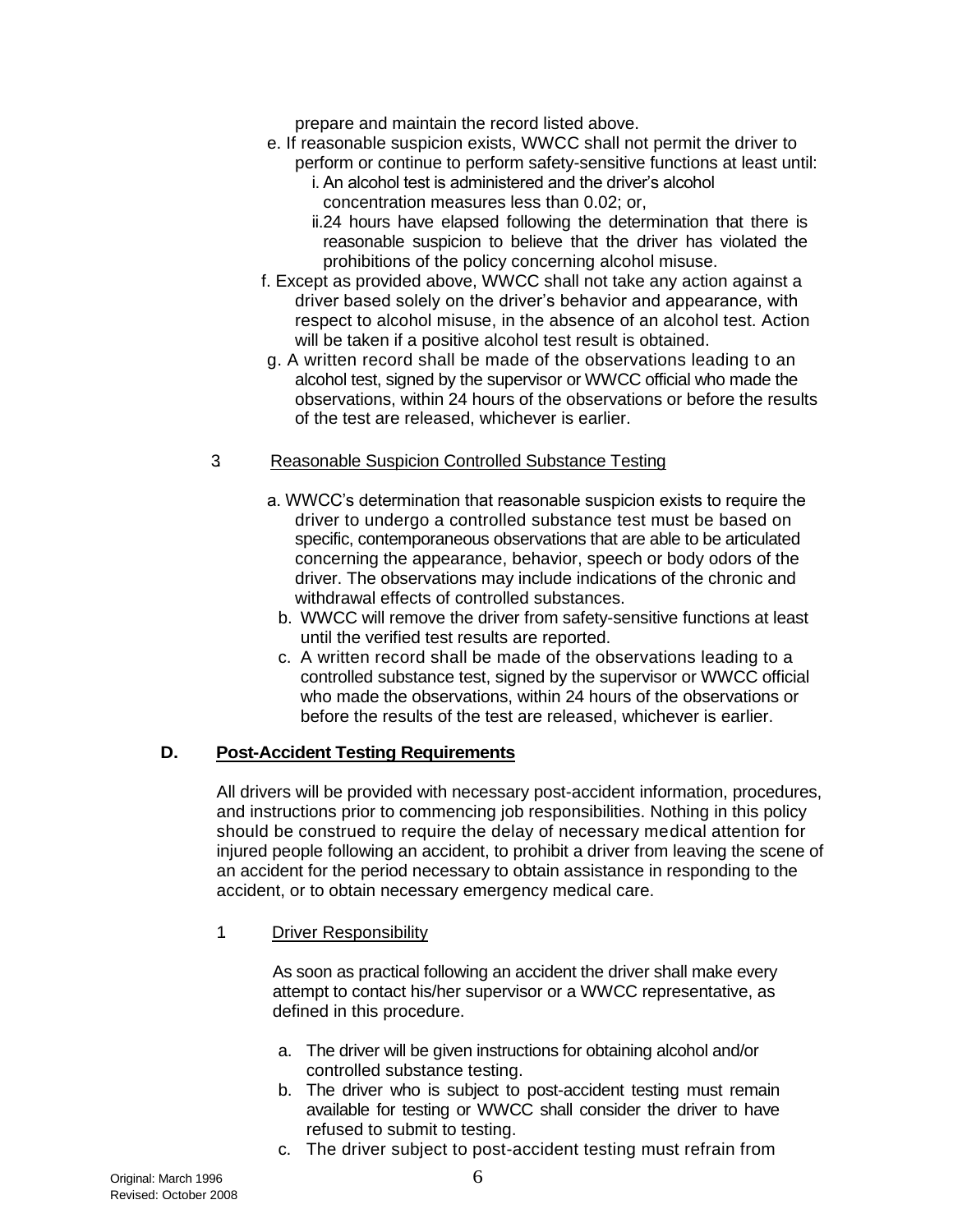prepare and maintain the record listed above.

e. If reasonable suspicion exists, WWCC shall not permit the driver to perform or continue to perform safety-sensitive functions at least until:
   i. An alcohol test is administered and the driver's alcohol concentration measures less than 0.02; or,
   ii. 24 hours have elapsed following the determination that there is reasonable suspicion to believe that the driver has violated the prohibitions of the policy concerning alcohol misuse.

f. Except as provided above, WWCC shall not take any action against a driver based solely on the driver's behavior and appearance, with respect to alcohol misuse, in the absence of an alcohol test. Action will be taken if a positive alcohol test result is obtained.

g. A written record shall be made of the observations leading to an alcohol test, signed by the supervisor or WWCC official who made the observations, within 24 hours of the observations or before the results of the test are released, whichever is earlier.

3 Reasonable Suspicion Controlled Substance Testing

a. WWCC's determination that reasonable suspicion exists to require the driver to undergo a controlled substance test must be based on specific, contemporaneous observations that are able to be articulated concerning the appearance, behavior, speech or body odors of the driver. The observations may include indications of the chronic and withdrawal effects of controlled substances.

b. WWCC will remove the driver from safety-sensitive functions at least until the verified test results are reported.

c. A written record shall be made of the observations leading to a controlled substance test, signed by the supervisor or WWCC official who made the observations, within 24 hours of the observations or before the results of the test are released, whichever is earlier.

## D. Post-Accident Testing Requirements

All drivers will be provided with necessary post-accident information, procedures, and instructions prior to commencing job responsibilities. Nothing in this policy should be construed to require the delay of necessary medical attention for injured people following an accident, to prohibit a driver from leaving the scene of an accident for the period necessary to obtain assistance in responding to the accident, or to obtain necessary emergency medical care.

1 Driver Responsibility

As soon as practical following an accident the driver shall make every attempt to contact his/her supervisor or a WWCC representative, as defined in this procedure.

a. The driver will be given instructions for obtaining alcohol and/or controlled substance testing.

b. The driver who is subject to post-accident testing must remain available for testing or WWCC shall consider the driver to have refused to submit to testing.

c. The driver subject to post-accident testing must refrain from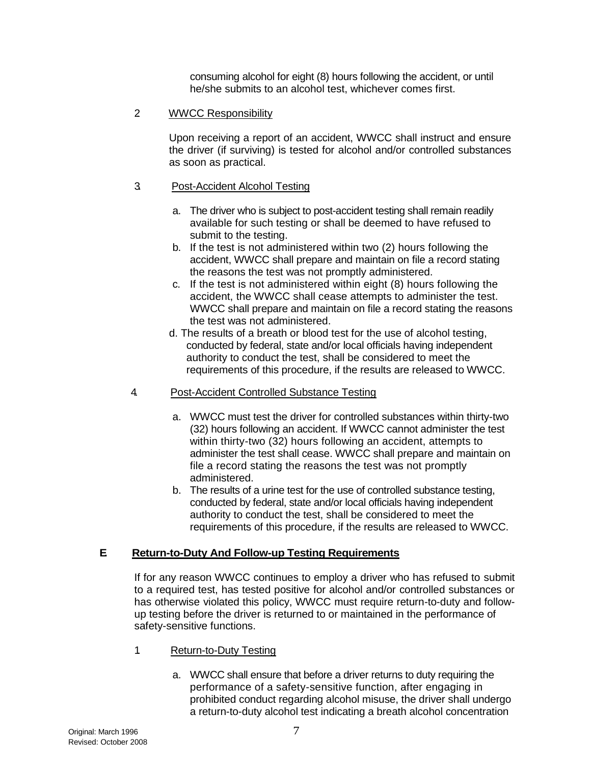consuming alcohol for eight (8) hours following the accident, or until he/she submits to an alcohol test, whichever comes first.

2. WWCC Responsibility

Upon receiving a report of an accident, WWCC shall instruct and ensure the driver (if surviving) is tested for alcohol and/or controlled substances as soon as practical.

3. Post-Accident Alcohol Testing

a. The driver who is subject to post-accident testing shall remain readily available for such testing or shall be deemed to have refused to submit to the testing.
b. If the test is not administered within two (2) hours following the accident, WWCC shall prepare and maintain on file a record stating the reasons the test was not promptly administered.
c. If the test is not administered within eight (8) hours following the accident, the WWCC shall cease attempts to administer the test. WWCC shall prepare and maintain on file a record stating the reasons the test was not administered.
d. The results of a breath or blood test for the use of alcohol testing, conducted by federal, state and/or local officials having independent authority to conduct the test, shall be considered to meet the requirements of this procedure, if the results are released to WWCC.

4. Post-Accident Controlled Substance Testing

a. WWCC must test the driver for controlled substances within thirty-two (32) hours following an accident. If WWCC cannot administer the test within thirty-two (32) hours following an accident, attempts to administer the test shall cease. WWCC shall prepare and maintain on file a record stating the reasons the test was not promptly administered.
b. The results of a urine test for the use of controlled substance testing, conducted by federal, state and/or local officials having independent authority to conduct the test, shall be considered to meet the requirements of this procedure, if the results are released to WWCC.

## E Return-to-Duty And Follow-up Testing Requirements

If for any reason WWCC continues to employ a driver who has refused to submit to a required test, has tested positive for alcohol and/or controlled substances or has otherwise violated this policy, WWCC must require return-to-duty and follow-up testing before the driver is returned to or maintained in the performance of safety-sensitive functions.

1. Return-to-Duty Testing

a. WWCC shall ensure that before a driver returns to duty requiring the performance of a safety-sensitive function, after engaging in prohibited conduct regarding alcohol misuse, the driver shall undergo a return-to-duty alcohol test indicating a breath alcohol concentration

Original: March 1996
Revised: October 2008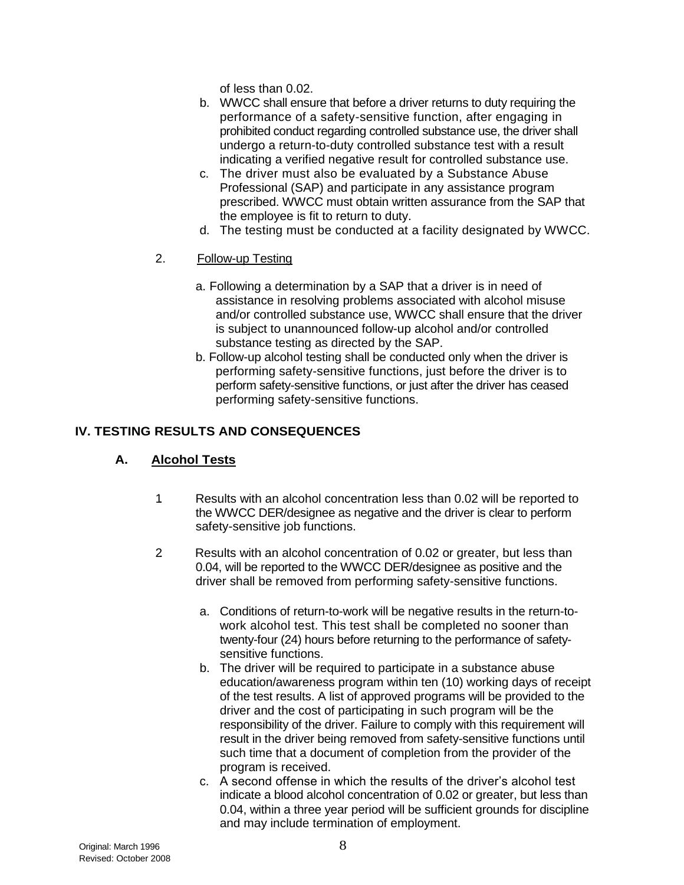of less than 0.02.

b. WWCC shall ensure that before a driver returns to duty requiring the performance of a safety-sensitive function, after engaging in prohibited conduct regarding controlled substance use, the driver shall undergo a return-to-duty controlled substance test with a result indicating a verified negative result for controlled substance use.
c. The driver must also be evaluated by a Substance Abuse Professional (SAP) and participate in any assistance program prescribed. WWCC must obtain written assurance from the SAP that the employee is fit to return to duty.
d. The testing must be conducted at a facility designated by WWCC.

2. Follow-up Testing

a. Following a determination by a SAP that a driver is in need of assistance in resolving problems associated with alcohol misuse and/or controlled substance use, WWCC shall ensure that the driver is subject to unannounced follow-up alcohol and/or controlled substance testing as directed by the SAP.
b. Follow-up alcohol testing shall be conducted only when the driver is performing safety-sensitive functions, just before the driver is to perform safety-sensitive functions, or just after the driver has ceased performing safety-sensitive functions.

## IV. TESTING RESULTS AND CONSEQUENCES

### A. Alcohol Tests

1 Results with an alcohol concentration less than 0.02 will be reported to the WWCC DER/designee as negative and the driver is clear to perform safety-sensitive job functions.

2 Results with an alcohol concentration of 0.02 or greater, but less than 0.04, will be reported to the WWCC DER/designee as positive and the driver shall be removed from performing safety-sensitive functions.

a. Conditions of return-to-work will be negative results in the return-to-work alcohol test. This test shall be completed no sooner than twenty-four (24) hours before returning to the performance of safety-sensitive functions.
b. The driver will be required to participate in a substance abuse education/awareness program within ten (10) working days of receipt of the test results. A list of approved programs will be provided to the driver and the cost of participating in such program will be the responsibility of the driver. Failure to comply with this requirement will result in the driver being removed from safety-sensitive functions until such time that a document of completion from the provider of the program is received.
c. A second offense in which the results of the driver's alcohol test indicate a blood alcohol concentration of 0.02 or greater, but less than 0.04, within a three year period will be sufficient grounds for discipline and may include termination of employment.

Original: March 1996
Revised: October 2008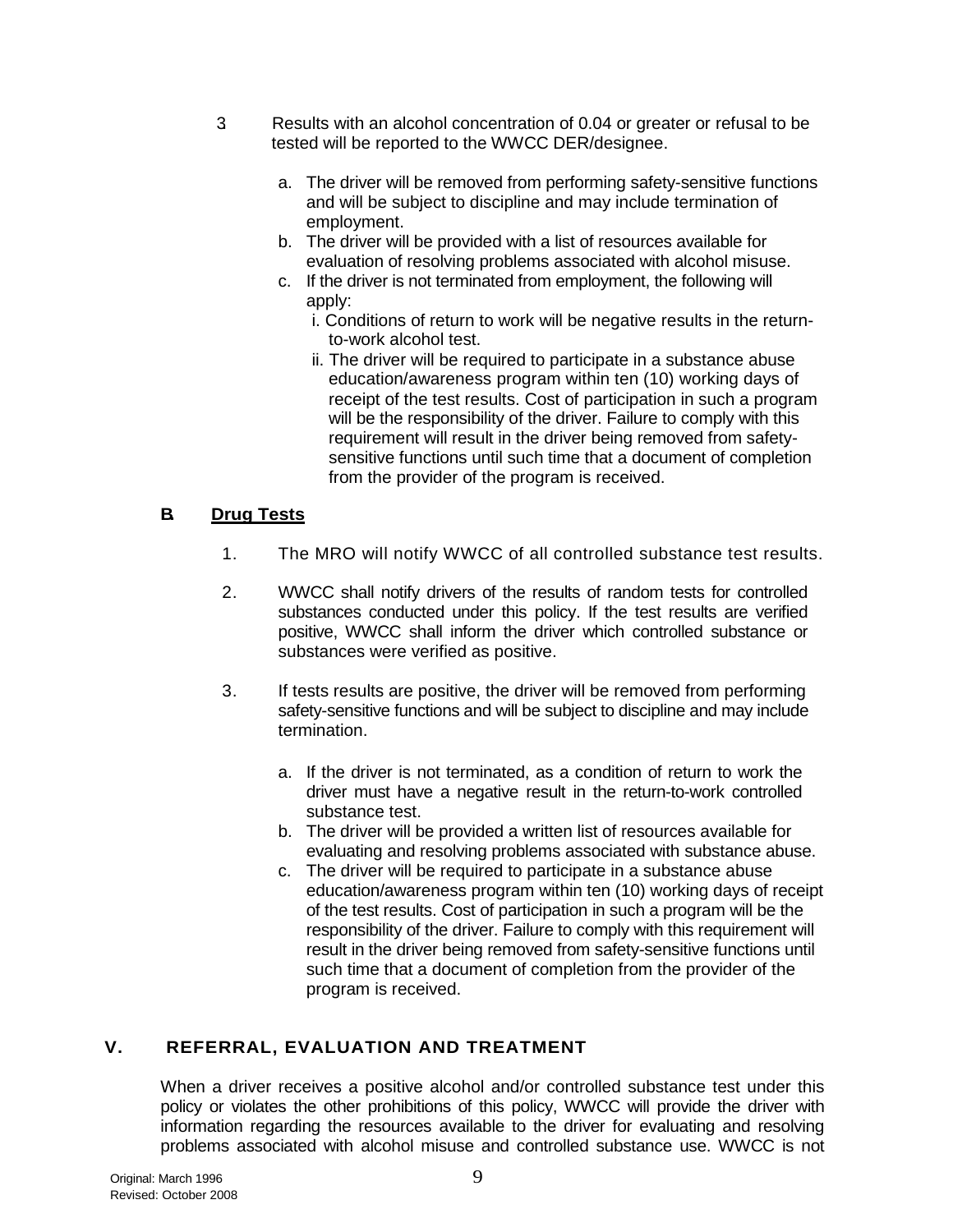3. Results with an alcohol concentration of 0.04 or greater or refusal to be tested will be reported to the WWCC DER/designee.

   a. The driver will be removed from performing safety-sensitive functions and will be subject to discipline and may include termination of employment.
   b. The driver will be provided with a list of resources available for evaluation of resolving problems associated with alcohol misuse.
   c. If the driver is not terminated from employment, the following will apply:
      i. Conditions of return to work will be negative results in the return-to-work alcohol test.
      ii. The driver will be required to participate in a substance abuse education/awareness program within ten (10) working days of receipt of the test results. Cost of participation in such a program will be the responsibility of the driver. Failure to comply with this requirement will result in the driver being removed from safety-sensitive functions until such time that a document of completion from the provider of the program is received.

**B. Drug Tests**

1. The MRO will notify WWCC of all controlled substance test results.

2. WWCC shall notify drivers of the results of random tests for controlled substances conducted under this policy. If the test results are verified positive, WWCC shall inform the driver which controlled substance or substances were verified as positive.

3. If tests results are positive, the driver will be removed from performing safety-sensitive functions and will be subject to discipline and may include termination.

   a. If the driver is not terminated, as a condition of return to work the driver must have a negative result in the return-to-work controlled substance test.
   b. The driver will be provided a written list of resources available for evaluating and resolving problems associated with substance abuse.
   c. The driver will be required to participate in a substance abuse education/awareness program within ten (10) working days of receipt of the test results. Cost of participation in such a program will be the responsibility of the driver. Failure to comply with this requirement will result in the driver being removed from safety-sensitive functions until such time that a document of completion from the provider of the program is received.

## V. REFERRAL, EVALUATION AND TREATMENT

When a driver receives a positive alcohol and/or controlled substance test under this policy or violates the other prohibitions of this policy, WWCC will provide the driver with information regarding the resources available to the driver for evaluating and resolving problems associated with alcohol misuse and controlled substance use. WWCC is not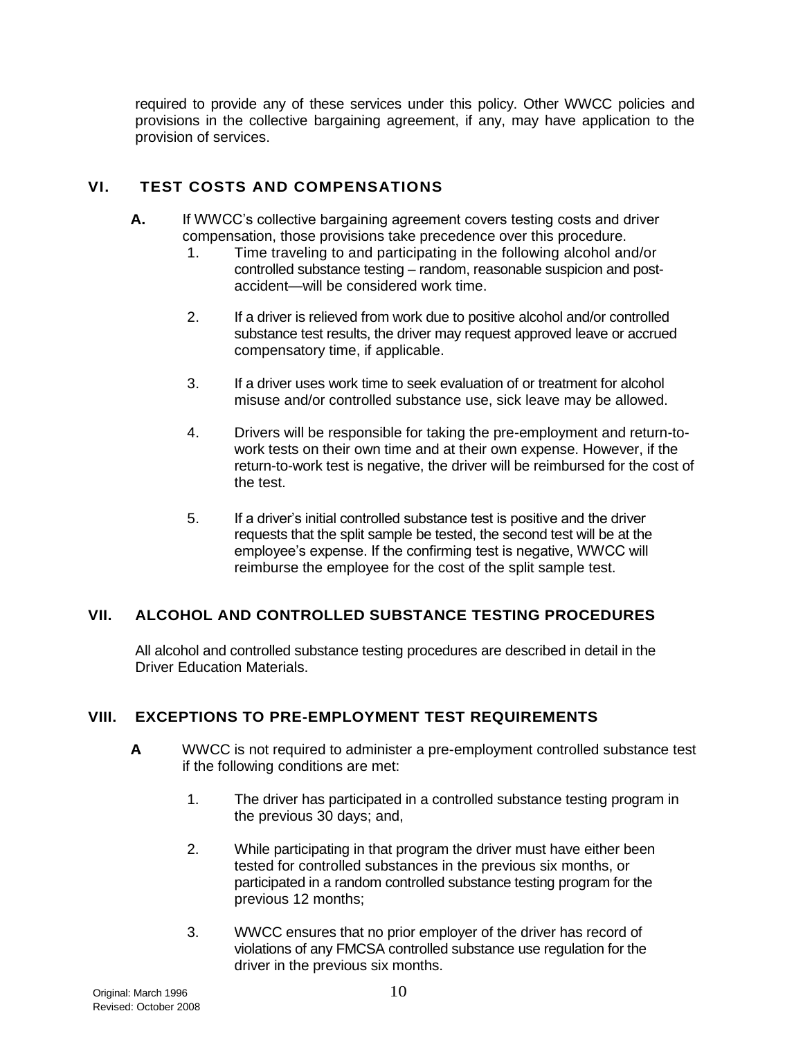required to provide any of these services under this policy. Other WWCC policies and provisions in the collective bargaining agreement, if any, may have application to the provision of services.

## VI. TEST COSTS AND COMPENSATIONS

**A.** If WWCC's collective bargaining agreement covers testing costs and driver compensation, those provisions take precedence over this procedure.

1. Time traveling to and participating in the following alcohol and/or controlled substance testing – random, reasonable suspicion and post-accident—will be considered work time.

2. If a driver is relieved from work due to positive alcohol and/or controlled substance test results, the driver may request approved leave or accrued compensatory time, if applicable.

3. If a driver uses work time to seek evaluation of or treatment for alcohol misuse and/or controlled substance use, sick leave may be allowed.

4. Drivers will be responsible for taking the pre-employment and return-to-work tests on their own time and at their own expense. However, if the return-to-work test is negative, the driver will be reimbursed for the cost of the test.

5. If a driver's initial controlled substance test is positive and the driver requests that the split sample be tested, the second test will be at the employee's expense. If the confirming test is negative, WWCC will reimburse the employee for the cost of the split sample test.

## VII. ALCOHOL AND CONTROLLED SUBSTANCE TESTING PROCEDURES

All alcohol and controlled substance testing procedures are described in detail in the Driver Education Materials.

## VIII. EXCEPTIONS TO PRE-EMPLOYMENT TEST REQUIREMENTS

**A** WWCC is not required to administer a pre-employment controlled substance test if the following conditions are met:

1. The driver has participated in a controlled substance testing program in the previous 30 days; and,

2. While participating in that program the driver must have either been tested for controlled substances in the previous six months, or participated in a random controlled substance testing program for the previous 12 months;

3. WWCC ensures that no prior employer of the driver has record of violations of any FMCSA controlled substance use regulation for the driver in the previous six months.

Original: March 1996
Revised: October 2008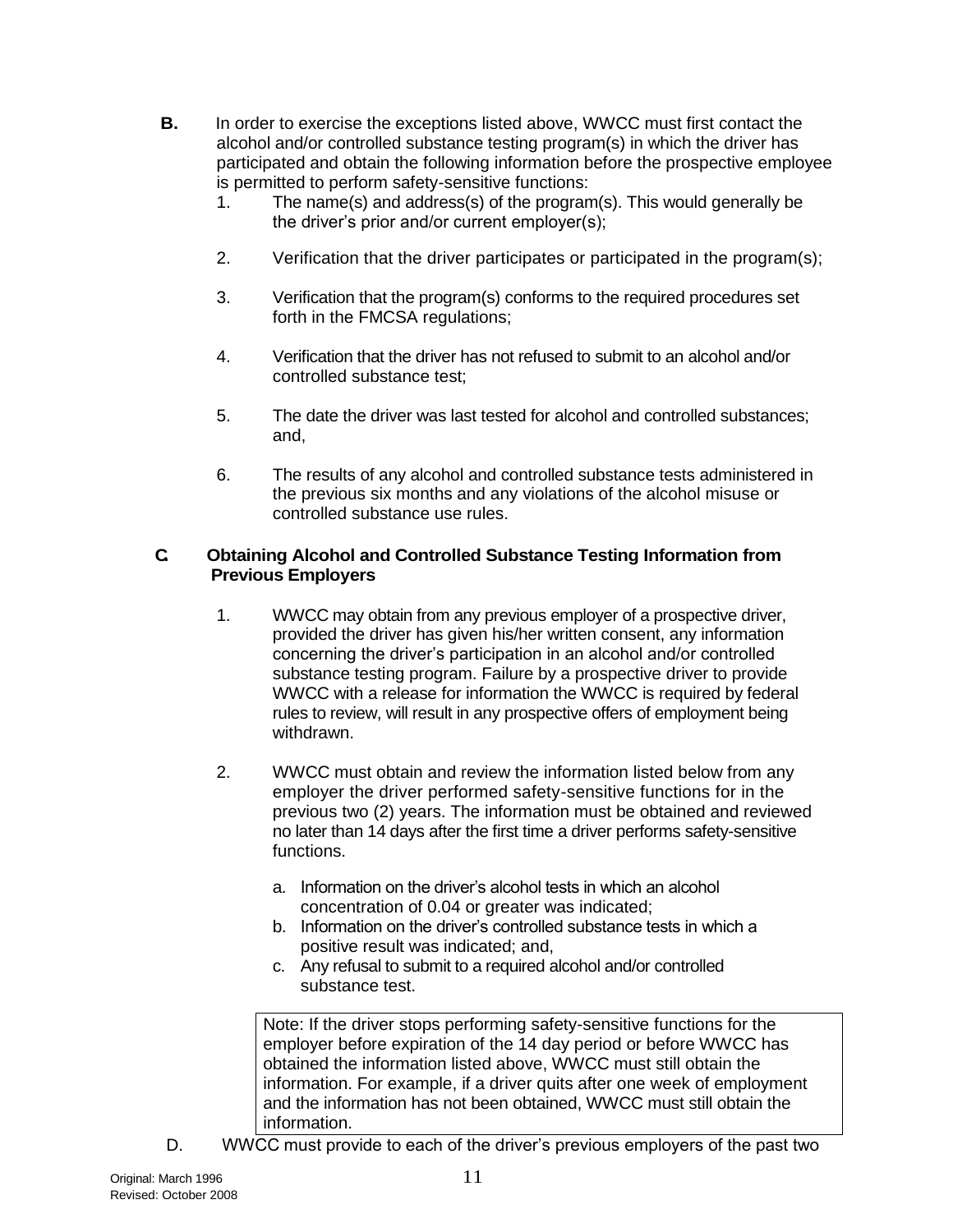**B.** In order to exercise the exceptions listed above, WWCC must first contact the alcohol and/or controlled substance testing program(s) in which the driver has participated and obtain the following information before the prospective employee is permitted to perform safety-sensitive functions:

1. The name(s) and address(s) of the program(s). This would generally be the driver's prior and/or current employer(s);
2. Verification that the driver participates or participated in the program(s);
3. Verification that the program(s) conforms to the required procedures set forth in the FMCSA regulations;
4. Verification that the driver has not refused to submit to an alcohol and/or controlled substance test;
5. The date the driver was last tested for alcohol and controlled substances; and,
6. The results of any alcohol and controlled substance tests administered in the previous six months and any violations of the alcohol misuse or controlled substance use rules.

**C. Obtaining Alcohol and Controlled Substance Testing Information from Previous Employers**

1. WWCC may obtain from any previous employer of a prospective driver, provided the driver has given his/her written consent, any information concerning the driver's participation in an alcohol and/or controlled substance testing program. Failure by a prospective driver to provide WWCC with a release for information the WWCC is required by federal rules to review, will result in any prospective offers of employment being withdrawn.
2. WWCC must obtain and review the information listed below from any employer the driver performed safety-sensitive functions for in the previous two (2) years. The information must be obtained and reviewed no later than 14 days after the first time a driver performs safety-sensitive functions.
   a. Information on the driver's alcohol tests in which an alcohol concentration of 0.04 or greater was indicated;
   b. Information on the driver's controlled substance tests in which a positive result was indicated; and,
   c. Any refusal to submit to a required alcohol and/or controlled substance test.

> Note: If the driver stops performing safety-sensitive functions for the employer before expiration of the 14 day period or before WWCC has obtained the information listed above, WWCC must still obtain the information. For example, if a driver quits after one week of employment and the information has not been obtained, WWCC must still obtain the information.

D. WWCC must provide to each of the driver's previous employers of the past two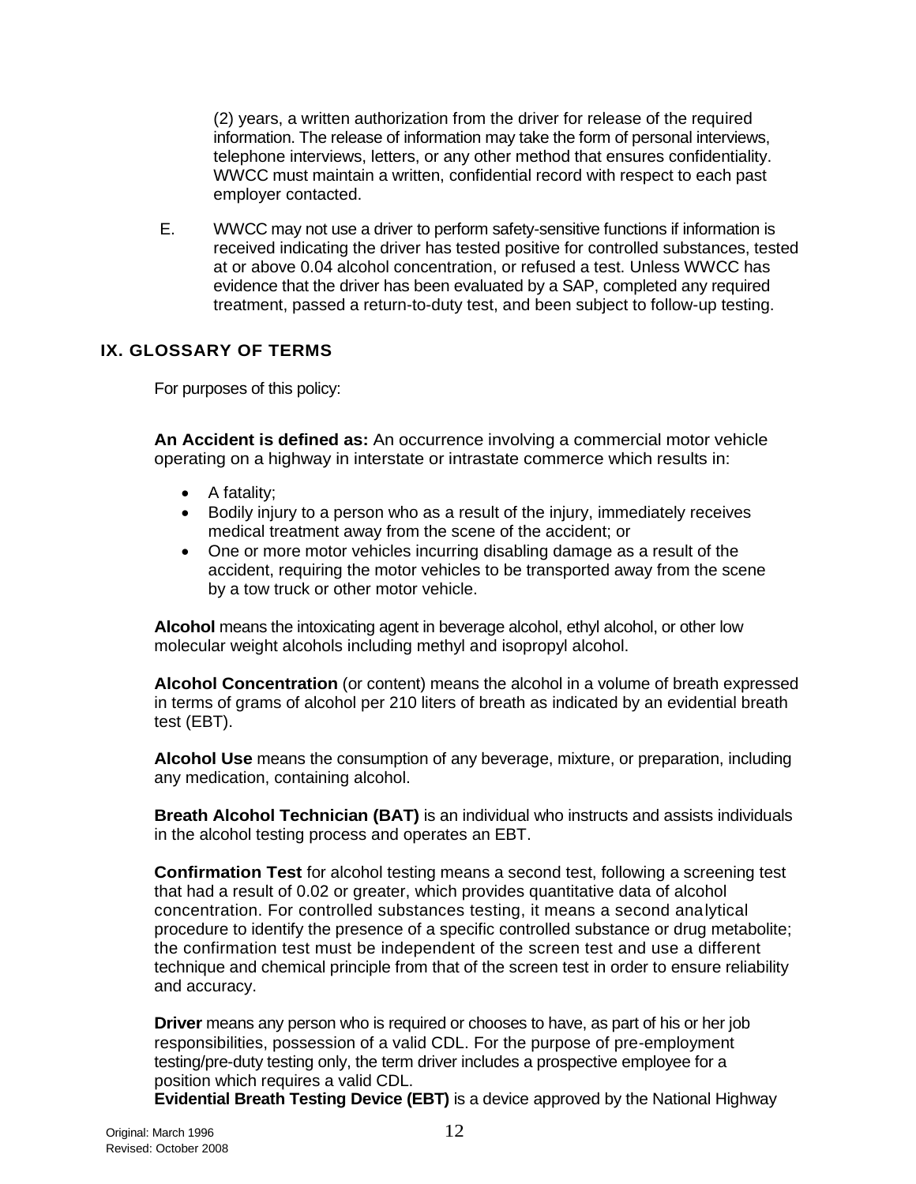(2) years, a written authorization from the driver for release of the required information. The release of information may take the form of personal interviews, telephone interviews, letters, or any other method that ensures confidentiality. WWCC must maintain a written, confidential record with respect to each past employer contacted.

E. WWCC may not use a driver to perform safety-sensitive functions if information is received indicating the driver has tested positive for controlled substances, tested at or above 0.04 alcohol concentration, or refused a test. Unless WWCC has evidence that the driver has been evaluated by a SAP, completed any required treatment, passed a return-to-duty test, and been subject to follow-up testing.

## IX. GLOSSARY OF TERMS

For purposes of this policy:

**An Accident is defined as:** An occurrence involving a commercial motor vehicle operating on a highway in interstate or intrastate commerce which results in:

- A fatality;
- Bodily injury to a person who as a result of the injury, immediately receives medical treatment away from the scene of the accident; or
- One or more motor vehicles incurring disabling damage as a result of the accident, requiring the motor vehicles to be transported away from the scene by a tow truck or other motor vehicle.

**Alcohol** means the intoxicating agent in beverage alcohol, ethyl alcohol, or other low molecular weight alcohols including methyl and isopropyl alcohol.

**Alcohol Concentration** (or content) means the alcohol in a volume of breath expressed in terms of grams of alcohol per 210 liters of breath as indicated by an evidential breath test (EBT).

**Alcohol Use** means the consumption of any beverage, mixture, or preparation, including any medication, containing alcohol.

**Breath Alcohol Technician (BAT)** is an individual who instructs and assists individuals in the alcohol testing process and operates an EBT.

**Confirmation Test** for alcohol testing means a second test, following a screening test that had a result of 0.02 or greater, which provides quantitative data of alcohol concentration. For controlled substances testing, it means a second analytical procedure to identify the presence of a specific controlled substance or drug metabolite; the confirmation test must be independent of the screen test and use a different technique and chemical principle from that of the screen test in order to ensure reliability and accuracy.

**Driver** means any person who is required or chooses to have, as part of his or her job responsibilities, possession of a valid CDL. For the purpose of pre-employment testing/pre-duty testing only, the term driver includes a prospective employee for a position which requires a valid CDL.

**Evidential Breath Testing Device (EBT)** is a device approved by the National Highway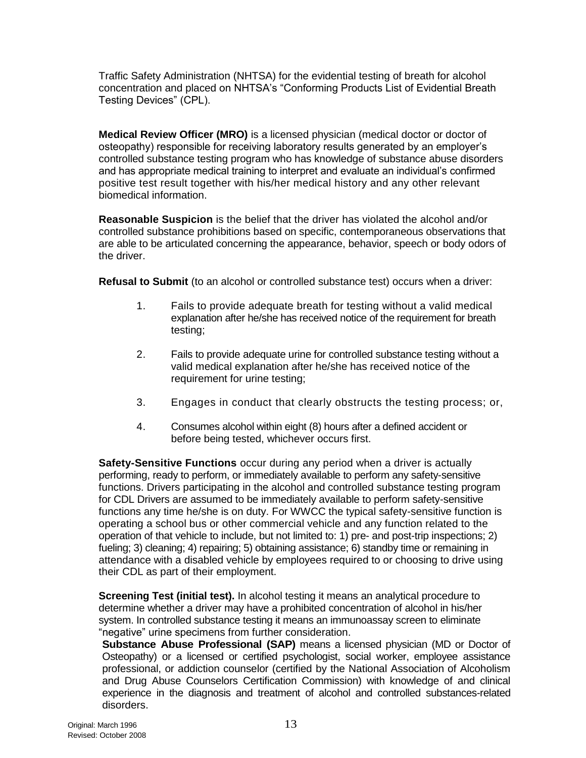Traffic Safety Administration (NHTSA) for the evidential testing of breath for alcohol concentration and placed on NHTSA's "Conforming Products List of Evidential Breath Testing Devices" (CPL).

**Medical Review Officer (MRO)** is a licensed physician (medical doctor or doctor of osteopathy) responsible for receiving laboratory results generated by an employer's controlled substance testing program who has knowledge of substance abuse disorders and has appropriate medical training to interpret and evaluate an individual's confirmed positive test result together with his/her medical history and any other relevant biomedical information.

**Reasonable Suspicion** is the belief that the driver has violated the alcohol and/or controlled substance prohibitions based on specific, contemporaneous observations that are able to be articulated concerning the appearance, behavior, speech or body odors of the driver.

**Refusal to Submit** (to an alcohol or controlled substance test) occurs when a driver:

1. Fails to provide adequate breath for testing without a valid medical explanation after he/she has received notice of the requirement for breath testing;

2. Fails to provide adequate urine for controlled substance testing without a valid medical explanation after he/she has received notice of the requirement for urine testing;

3. Engages in conduct that clearly obstructs the testing process; or,

4. Consumes alcohol within eight (8) hours after a defined accident or before being tested, whichever occurs first.

**Safety-Sensitive Functions** occur during any period when a driver is actually performing, ready to perform, or immediately available to perform any safety-sensitive functions. Drivers participating in the alcohol and controlled substance testing program for CDL Drivers are assumed to be immediately available to perform safety-sensitive functions any time he/she is on duty. For WWCC the typical safety-sensitive function is operating a school bus or other commercial vehicle and any function related to the operation of that vehicle to include, but not limited to: 1) pre- and post-trip inspections; 2) fueling; 3) cleaning; 4) repairing; 5) obtaining assistance; 6) standby time or remaining in attendance with a disabled vehicle by employees required to or choosing to drive using their CDL as part of their employment.

**Screening Test (initial test).** In alcohol testing it means an analytical procedure to determine whether a driver may have a prohibited concentration of alcohol in his/her system. In controlled substance testing it means an immunoassay screen to eliminate "negative" urine specimens from further consideration.

**Substance Abuse Professional (SAP)** means a licensed physician (MD or Doctor of Osteopathy) or a licensed or certified psychologist, social worker, employee assistance professional, or addiction counselor (certified by the National Association of Alcoholism and Drug Abuse Counselors Certification Commission) with knowledge of and clinical experience in the diagnosis and treatment of alcohol and controlled substances-related disorders.

Original: March 1996
Revised: October 2008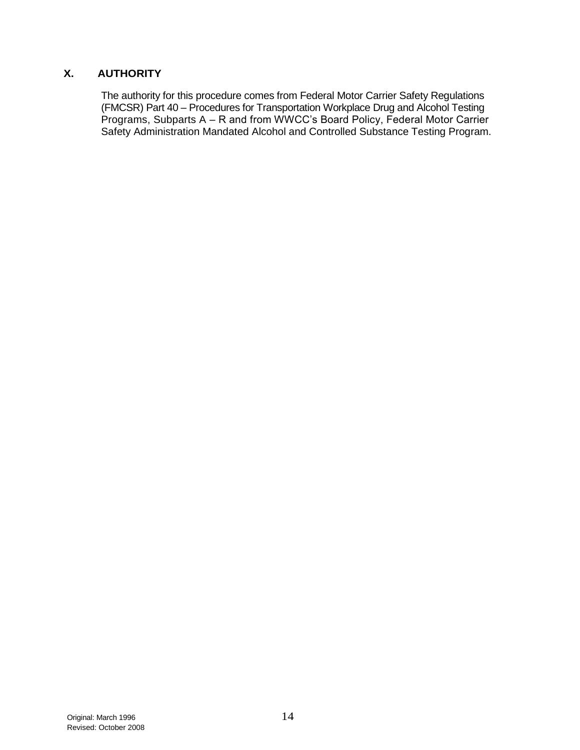## X. AUTHORITY

The authority for this procedure comes from Federal Motor Carrier Safety Regulations (FMCSR) Part 40 – Procedures for Transportation Workplace Drug and Alcohol Testing Programs, Subparts A – R and from WWCC's Board Policy, Federal Motor Carrier Safety Administration Mandated Alcohol and Controlled Substance Testing Program.

Original: March 1996
Revised: October 2008